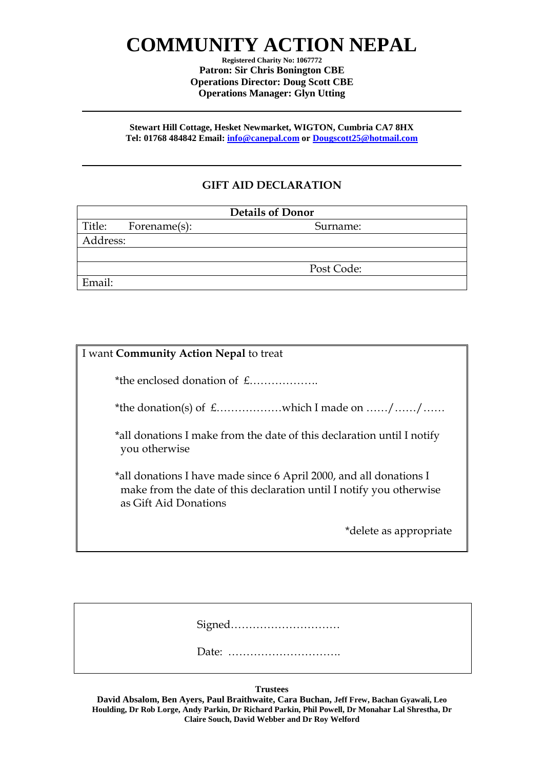# COMMUNITY ACTION NEPAL

**Registered Charity No: 1067772**
**Patron: Sir Chris Bonington CBE**
**Operations Director: Doug Scott CBE**
**Operations Manager: Glyn Utting**

---

**Stewart Hill Cottage, Hesket Newmarket, WIGTON, Cumbria CA7 8HX**
**Tel: 01768 484842 Email: info@canepal.com or Dougscott25@hotmail.com**

---

## GIFT AID DECLARATION

| **Details of Donor** | | |
|---|---|---|
| Title: | Forename(s): | Surname: |
| Address: | | |
| | | |
| | | Post Code: |
| Email: | | |

I want **Community Action Nepal** to treat

*the enclosed donation of £……………….

*the donation(s) of £………………which I made on ……/……/……

*all donations I make from the date of this declaration until I notify you otherwise

*all donations I have made since 6 April 2000, and all donations I make from the date of this declaration until I notify you otherwise as Gift Aid Donations

*delete as appropriate

Signed…………………………

Date: ………………………….

**Trustees**

**David Absalom, Ben Ayers, Paul Braithwaite, Cara Buchan, Jeff Frew, Bachan Gyawali, Leo Houlding, Dr Rob Lorge, Andy Parkin, Dr Richard Parkin, Phil Powell, Dr Monahar Lal Shrestha, Dr Claire Souch, David Webber and Dr Roy Welford**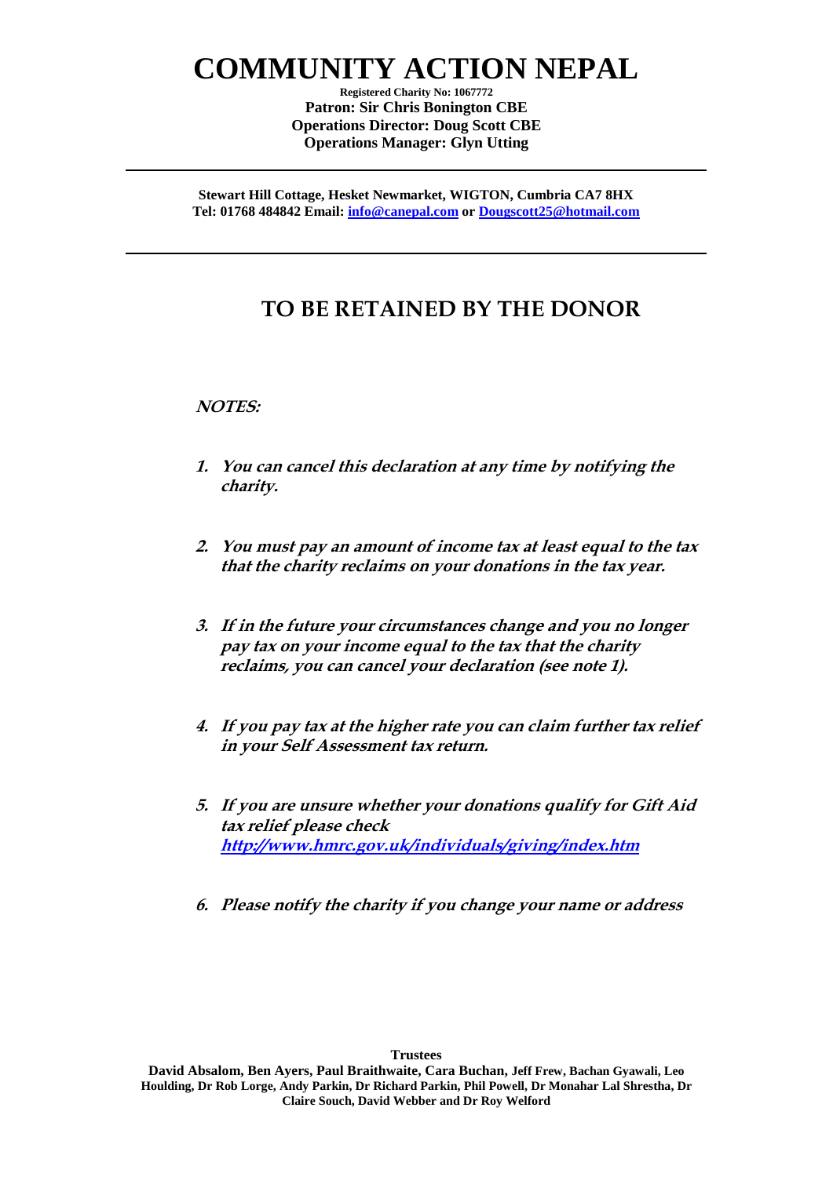# COMMUNITY ACTION NEPAL

**Registered Charity No: 1067772**
**Patron: Sir Chris Bonington CBE**
**Operations Director: Doug Scott CBE**
**Operations Manager: Glyn Utting**

---

**Stewart Hill Cottage, Hesket Newmarket, WIGTON, Cumbria CA7 8HX**
**Tel: 01768 484842 Email: [info@canepal.com](mailto:info@canepal.com) or [Dougscott25@hotmail.com](mailto:Dougscott25@hotmail.com)**

---

## TO BE RETAINED BY THE DONOR

***NOTES:***

1. ***You can cancel this declaration at any time by notifying the charity.***

2. ***You must pay an amount of income tax at least equal to the tax that the charity reclaims on your donations in the tax year.***

3. ***If in the future your circumstances change and you no longer pay tax on your income equal to the tax that the charity reclaims, you can cancel your declaration (see note 1).***

4. ***If you pay tax at the higher rate you can claim further tax relief in your Self Assessment tax return.***

5. ***If you are unsure whether your donations qualify for Gift Aid tax relief please check [http://www.hmrc.gov.uk/individuals/giving/index.htm](http://www.hmrc.gov.uk/individuals/giving/index.htm)***

6. ***Please notify the charity if you change your name or address***

**Trustees**
**David Absalom, Ben Ayers, Paul Braithwaite, Cara Buchan, Jeff Frew, Bachan Gyawali, Leo Houlding, Dr Rob Lorge, Andy Parkin, Dr Richard Parkin, Phil Powell, Dr Monahar Lal Shrestha, Dr Claire Souch, David Webber and Dr Roy Welford**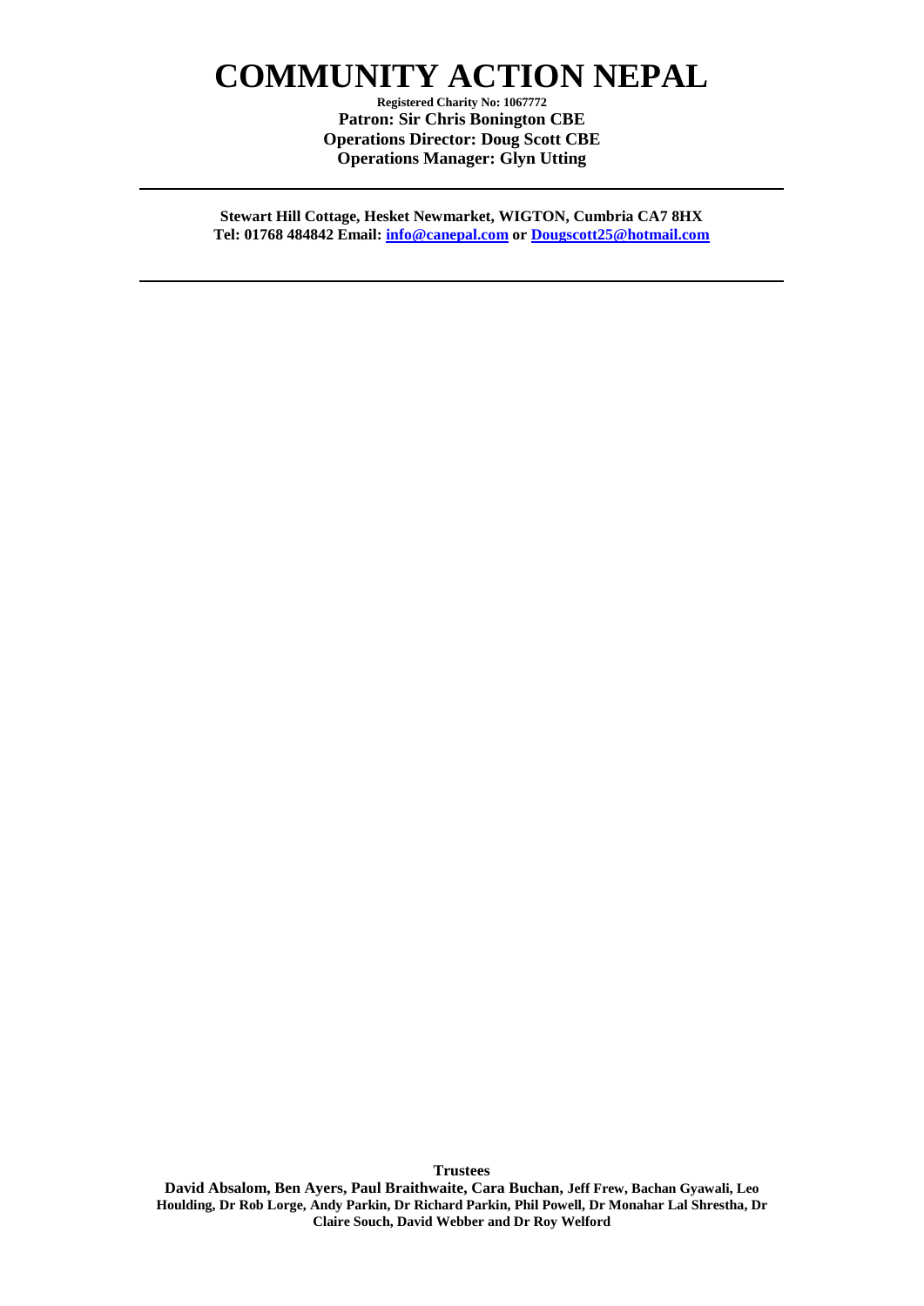# COMMUNITY ACTION NEPAL

**Registered Charity No: 1067772**
**Patron: Sir Chris Bonington CBE**
**Operations Director: Doug Scott CBE**
**Operations Manager: Glyn Utting**

---

**Stewart Hill Cottage, Hesket Newmarket, WIGTON, Cumbria CA7 8HX**
**Tel: 01768 484842 Email: info@canepal.com or Dougscott25@hotmail.com**

---

**Trustees**

**David Absalom, Ben Ayers, Paul Braithwaite, Cara Buchan, Jeff Frew, Bachan Gyawali, Leo Houlding, Dr Rob Lorge, Andy Parkin, Dr Richard Parkin, Phil Powell, Dr Monahar Lal Shrestha, Dr Claire Souch, David Webber and Dr Roy Welford**